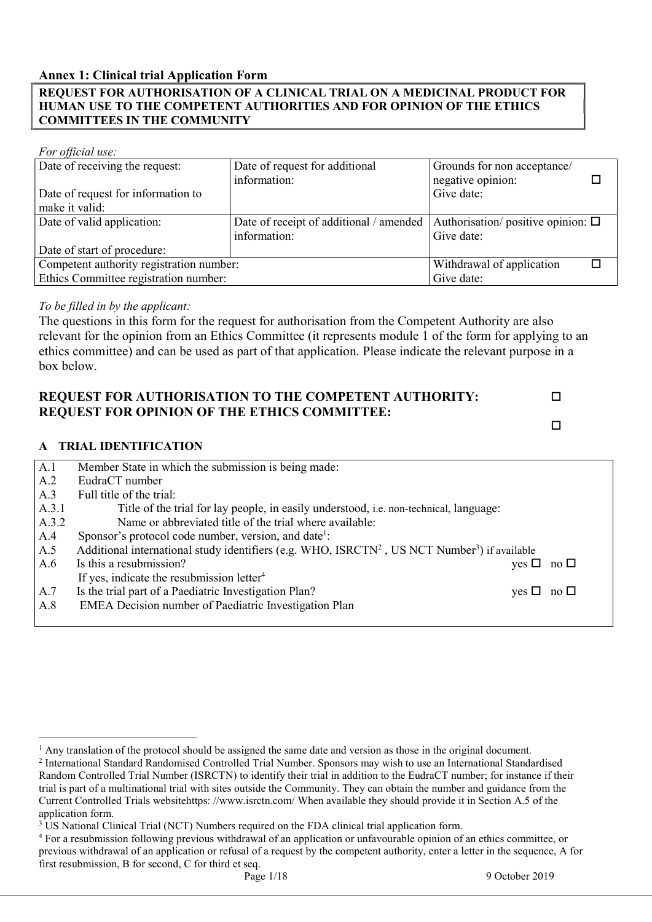**Annex 1: Clinical trial Application Form**

**REQUEST FOR AUTHORISATION OF A CLINICAL TRIAL ON A MEDICINAL PRODUCT FOR HUMAN USE TO THE COMPETENT AUTHORITIES AND FOR OPINION OF THE ETHICS COMMITTEES IN THE COMMUNITY**

*For official use:*

| | | |
|---|---|---|
| Date of receiving the request:<br><br>Date of request for information to make it valid: | Date of request for additional information: | Grounds for non acceptance/ negative opinion: ☐<br>Give date: |
| Date of valid application:<br><br>Date of start of procedure: | Date of receipt of additional / amended information: | Authorisation/ positive opinion: ☐<br>Give date: |
| Competent authority registration number:<br>Ethics Committee registration number: | | Withdrawal of application ☐<br>Give date: |

*To be filled in by the applicant:*

The questions in this form for the request for authorisation from the Competent Authority are also relevant for the opinion from an Ethics Committee (it represents module 1 of the form for applying to an ethics committee) and can be used as part of that application. Please indicate the relevant purpose in a box below.

**REQUEST FOR AUTHORISATION TO THE COMPETENT AUTHORITY:** ☐

**REQUEST FOR OPINION OF THE ETHICS COMMITTEE:** ☐

## A TRIAL IDENTIFICATION

A.1 Member State in which the submission is being made:

A.2 EudraCT number

A.3 Full title of the trial:

A.3.1 Title of the trial for lay people, in easily understood, i.e. non-technical, language:

A.3.2 Name or abbreviated title of the trial where available:

A.4 Sponsor's protocol code number, version, and date[1]:

A.5 Additional international study identifiers (e.g. WHO, ISRCTN[2] , US NCT Number[3]) if available

A.6 Is this a resubmission? yes ☐ no ☐

If yes, indicate the resubmission letter[4]

A.7 Is the trial part of a Paediatric Investigation Plan? yes ☐ no ☐

A.8 EMEA Decision number of Paediatric Investigation Plan

---

[1] Any translation of the protocol should be assigned the same date and version as those in the original document.

[2] International Standard Randomised Controlled Trial Number. Sponsors may wish to use an International Standardised Random Controlled Trial Number (ISRCTN) to identify their trial in addition to the EudraCT number; for instance if their trial is part of a multinational trial with sites outside the Community. They can obtain the number and guidance from the Current Controlled Trials websitehttps: //www.isrctn.com/ When available they should provide it in Section A.5 of the application form.

[3] US National Clinical Trial (NCT) Numbers required on the FDA clinical trial application form.

[4] For a resubmission following previous withdrawal of an application or unfavourable opinion of an ethics committee, or previous withdrawal of an application or refusal of a request by the competent authority, enter a letter in the sequence, A for first resubmission, B for second, C for third et seq.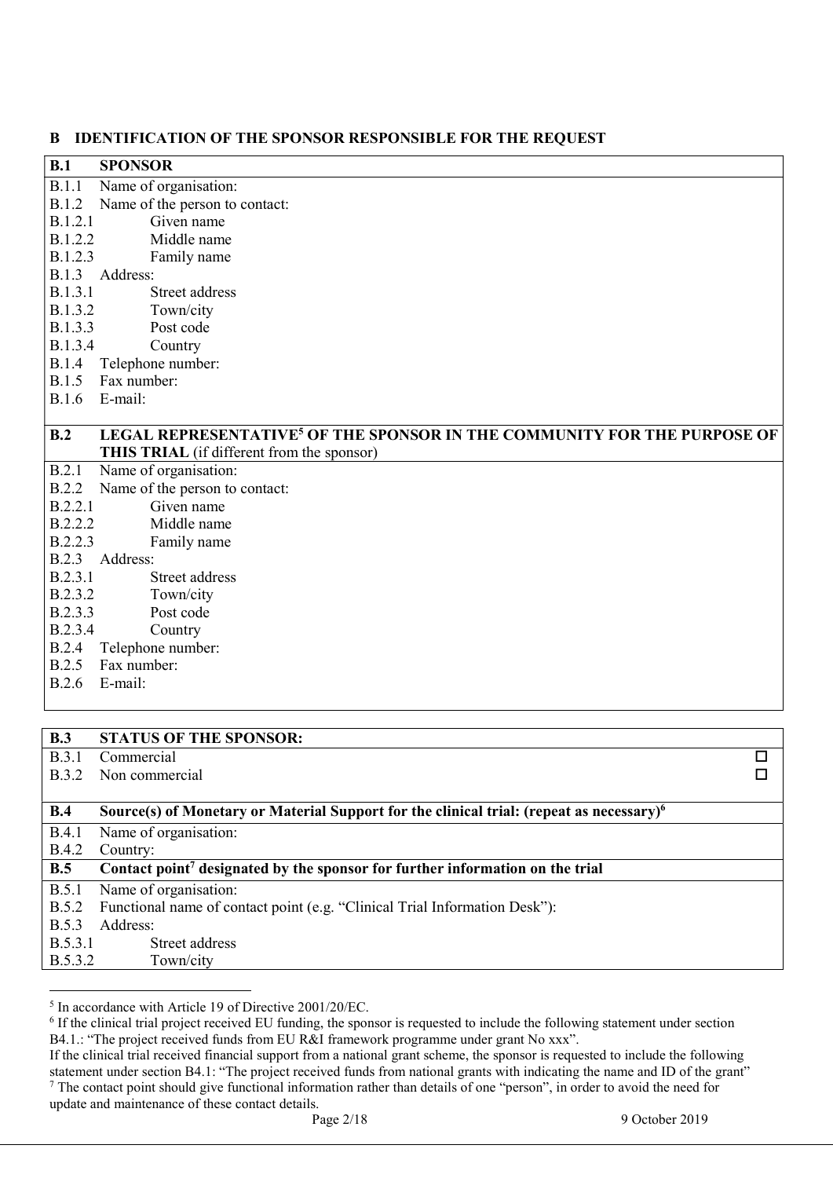## B IDENTIFICATION OF THE SPONSOR RESPONSIBLE FOR THE REQUEST

| **B.1** | **SPONSOR** |
|---|---|
| B.1.1 | Name of organisation: |
| B.1.2 | Name of the person to contact: |
| B.1.2.1 | Given name |
| B.1.2.2 | Middle name |
| B.1.2.3 | Family name |
| B.1.3 | Address: |
| B.1.3.1 | Street address |
| B.1.3.2 | Town/city |
| B.1.3.3 | Post code |
| B.1.3.4 | Country |
| B.1.4 | Telephone number: |
| B.1.5 | Fax number: |
| B.1.6 | E-mail: |
| **B.2** | **LEGAL REPRESENTATIVE[5] OF THE SPONSOR IN THE COMMUNITY FOR THE PURPOSE OF THIS TRIAL** (if different from the sponsor) |
| B.2.1 | Name of organisation: |
| B.2.2 | Name of the person to contact: |
| B.2.2.1 | Given name |
| B.2.2.2 | Middle name |
| B.2.2.3 | Family name |
| B.2.3 | Address: |
| B.2.3.1 | Street address |
| B.2.3.2 | Town/city |
| B.2.3.3 | Post code |
| B.2.3.4 | Country |
| B.2.4 | Telephone number: |
| B.2.5 | Fax number: |
| B.2.6 | E-mail: |

| **B.3** | **STATUS OF THE SPONSOR:** | |
|---|---|---|
| B.3.1 | Commercial | ☐ |
| B.3.2 | Non commercial | ☐ |
| **B.4** | **Source(s) of Monetary or Material Support for the clinical trial: (repeat as necessary)[6]** | |
| B.4.1 | Name of organisation: | |
| B.4.2 | Country: | |
| **B.5** | **Contact point[7] designated by the sponsor for further information on the trial** | |
| B.5.1 | Name of organisation: | |
| B.5.2 | Functional name of contact point (e.g. "Clinical Trial Information Desk"): | |
| B.5.3 | Address: | |
| B.5.3.1 | Street address | |
| B.5.3.2 | Town/city | |

[5] In accordance with Article 19 of Directive 2001/20/EC.

[6] If the clinical trial project received EU funding, the sponsor is requested to include the following statement under section B4.1.: "The project received funds from EU R&I framework programme under grant No xxx".
If the clinical trial received financial support from a national grant scheme, the sponsor is requested to include the following statement under section B4.1: "The project received funds from national grants with indicating the name and ID of the grant"

[7] The contact point should give functional information rather than details of one "person", in order to avoid the need for update and maintenance of these contact details.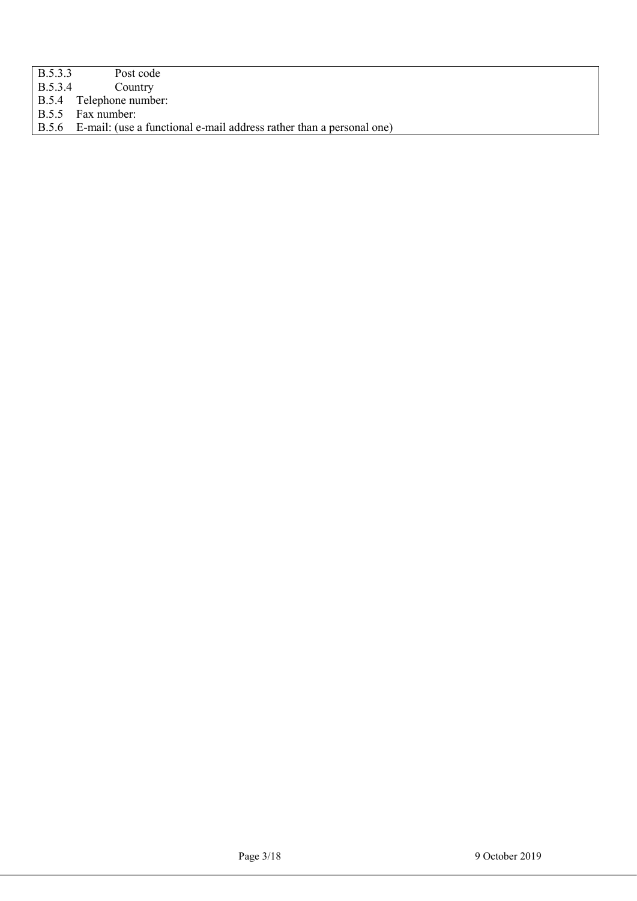B.5.3.3 Post code

B.5.3.4 Country

B.5.4 Telephone number:

B.5.5 Fax number:

B.5.6 E-mail: (use a functional e-mail address rather than a personal one)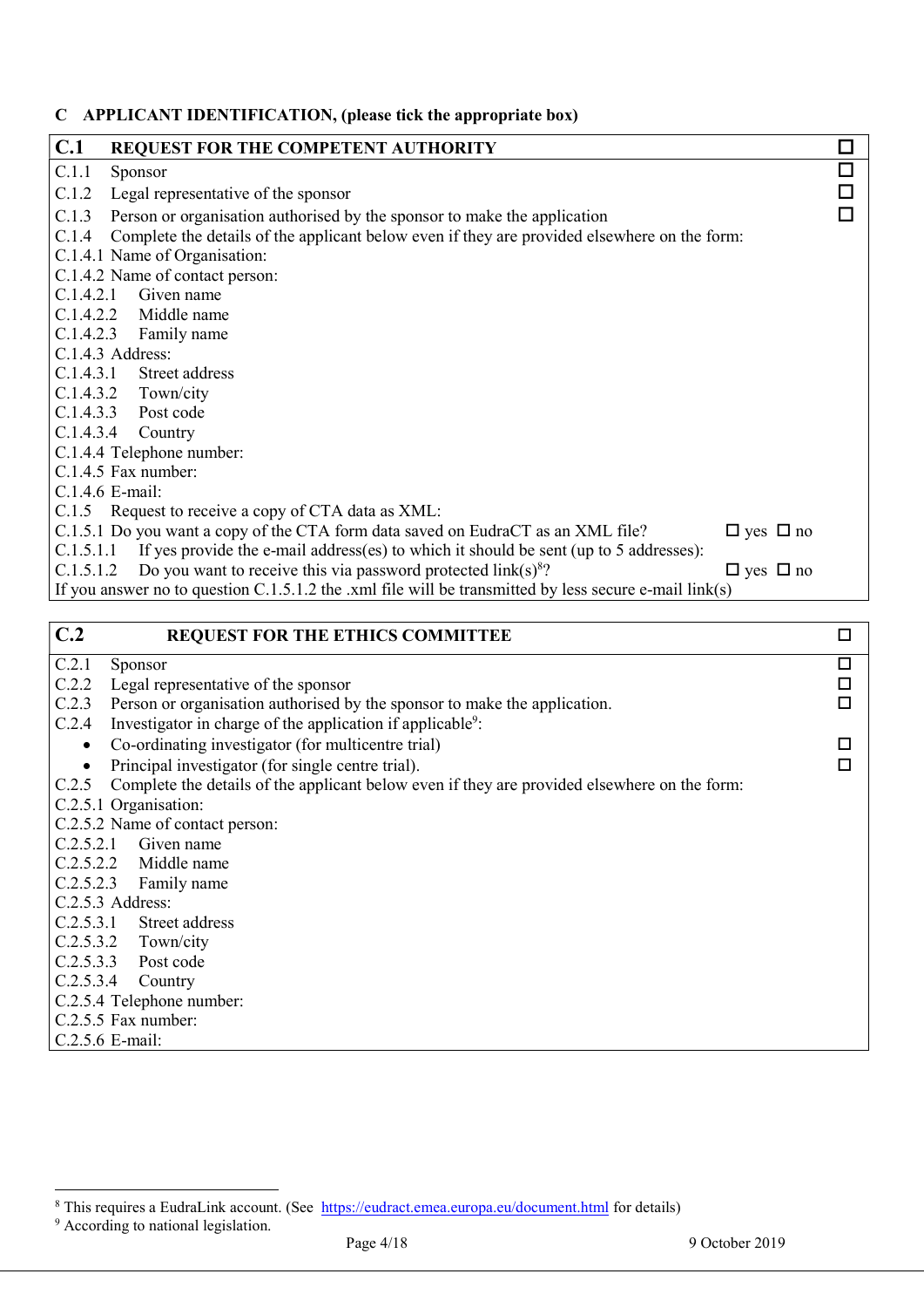## C APPLICANT IDENTIFICATION, (please tick the appropriate box)

| **C.1 REQUEST FOR THE COMPETENT AUTHORITY** | ☐ |
|---|---|
| C.1.1 Sponsor | ☐ |
| C.1.2 Legal representative of the sponsor | ☐ |
| C.1.3 Person or organisation authorised by the sponsor to make the application | ☐ |
| C.1.4 Complete the details of the applicant below even if they are provided elsewhere on the form: | |
| C.1.4.1 Name of Organisation: | |
| C.1.4.2 Name of contact person: | |
| C.1.4.2.1 Given name | |
| C.1.4.2.2 Middle name | |
| C.1.4.2.3 Family name | |
| C.1.4.3 Address: | |
| C.1.4.3.1 Street address | |
| C.1.4.3.2 Town/city | |
| C.1.4.3.3 Post code | |
| C.1.4.3.4 Country | |
| C.1.4.4 Telephone number: | |
| C.1.4.5 Fax number: | |
| C.1.4.6 E-mail: | |
| C.1.5 Request to receive a copy of CTA data as XML: | |
| C.1.5.1 Do you want a copy of the CTA form data saved on EudraCT as an XML file? | ☐ yes ☐ no |
| C.1.5.1.1 If yes provide the e-mail address(es) to which it should be sent (up to 5 addresses): | |
| C.1.5.1.2 Do you want to receive this via password protected link(s)[8]? | ☐ yes ☐ no |
| If you answer no to question C.1.5.1.2 the .xml file will be transmitted by less secure e-mail link(s) | |

| **C.2 REQUEST FOR THE ETHICS COMMITTEE** | ☐ |
|---|---|
| C.2.1 Sponsor | ☐ |
| C.2.2 Legal representative of the sponsor | ☐ |
| C.2.3 Person or organisation authorised by the sponsor to make the application. | ☐ |
| C.2.4 Investigator in charge of the application if applicable[9]: | |
| • Co-ordinating investigator (for multicentre trial) | ☐ |
| • Principal investigator (for single centre trial). | ☐ |
| C.2.5 Complete the details of the applicant below even if they are provided elsewhere on the form: | |
| C.2.5.1 Organisation: | |
| C.2.5.2 Name of contact person: | |
| C.2.5.2.1 Given name | |
| C.2.5.2.2 Middle name | |
| C.2.5.2.3 Family name | |
| C.2.5.3 Address: | |
| C.2.5.3.1 Street address | |
| C.2.5.3.2 Town/city | |
| C.2.5.3.3 Post code | |
| C.2.5.3.4 Country | |
| C.2.5.4 Telephone number: | |
| C.2.5.5 Fax number: | |
| C.2.5.6 E-mail: | |

---

[8] This requires a EudraLink account. (See https://eudract.emea.europa.eu/document.html for details)

[9] According to national legislation.

9 October 2019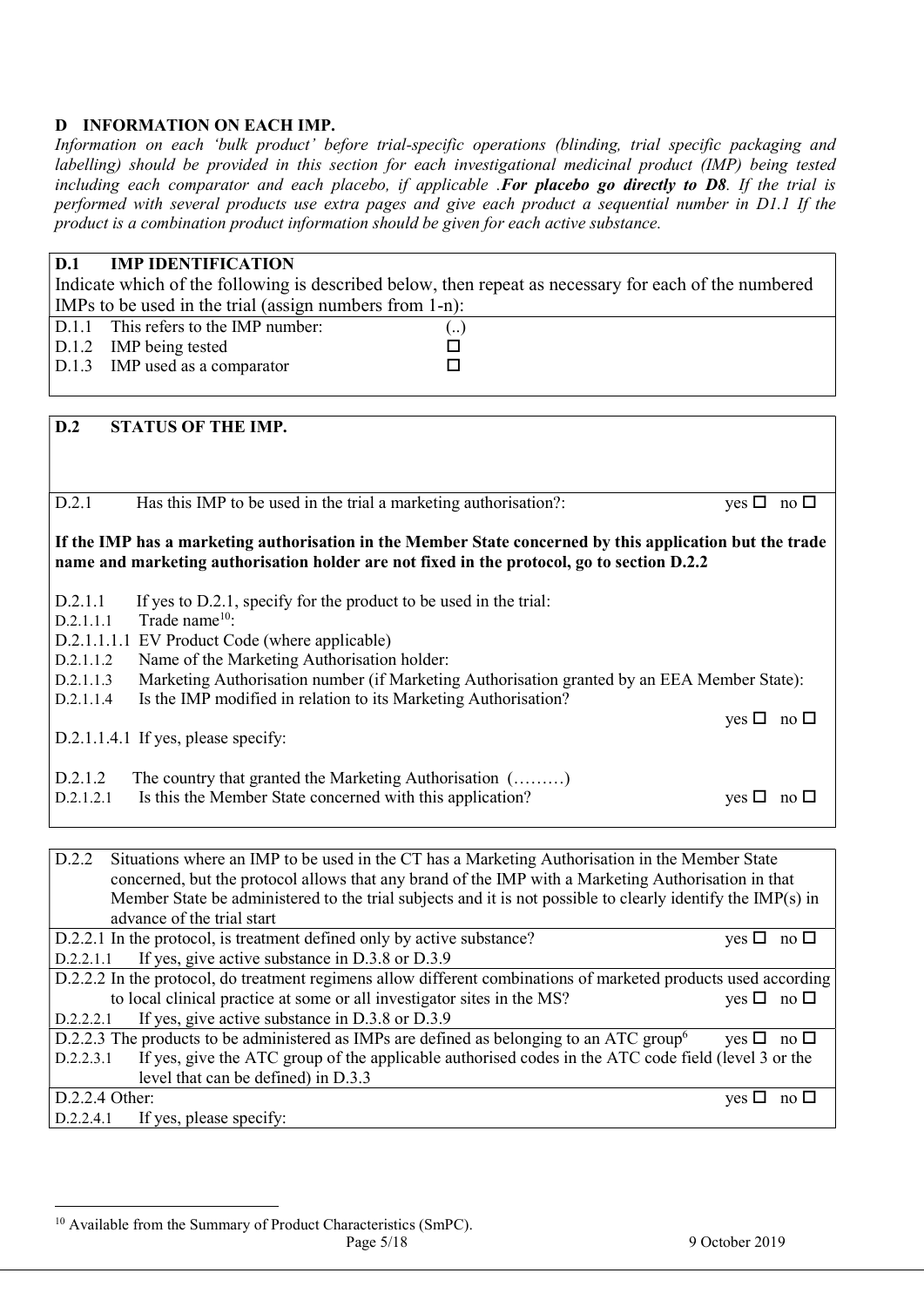## D INFORMATION ON EACH IMP.

*Information on each 'bulk product' before trial-specific operations (blinding, trial specific packaging and labelling) should be provided in this section for each investigational medicinal product (IMP) being tested including each comparator and each placebo, if applicable .**For placebo go directly to D8**. If the trial is performed with several products use extra pages and give each product a sequential number in D1.1 If the product is a combination product information should be given for each active substance.*

### D.1 IMP IDENTIFICATION

Indicate which of the following is described below, then repeat as necessary for each of the numbered IMPs to be used in the trial (assign numbers from 1-n):

| | | |
|---|---|---|
| D.1.1 | This refers to the IMP number: | (..) |
| D.1.2 | IMP being tested | ☐ |
| D.1.3 | IMP used as a comparator | ☐ |

### D.2 STATUS OF THE IMP.

D.2.1 Has this IMP to be used in the trial a marketing authorisation?: yes ☐ no ☐

**If the IMP has a marketing authorisation in the Member State concerned by this application but the trade name and marketing authorisation holder are not fixed in the protocol, go to section D.2.2**

D.2.1.1 If yes to D.2.1, specify for the product to be used in the trial:

D.2.1.1.1 Trade name[10]:

D.2.1.1.1.1 EV Product Code (where applicable)

D.2.1.1.2 Name of the Marketing Authorisation holder:

D.2.1.1.3 Marketing Authorisation number (if Marketing Authorisation granted by an EEA Member State):

D.2.1.1.4 Is the IMP modified in relation to its Marketing Authorisation? yes ☐ no ☐

D.2.1.1.4.1 If yes, please specify:

D.2.1.2 The country that granted the Marketing Authorisation (………)

D.2.1.2.1 Is this the Member State concerned with this application? yes ☐ no ☐

| | | |
|---|---|---|
| D.2.2 | Situations where an IMP to be used in the CT has a Marketing Authorisation in the Member State concerned, but the protocol allows that any brand of the IMP with a Marketing Authorisation in that Member State be administered to the trial subjects and it is not possible to clearly identify the IMP(s) in advance of the trial start | |
| D.2.2.1 | In the protocol, is treatment defined only by active substance? | yes ☐ no ☐ |
| D.2.2.1.1 | If yes, give active substance in D.3.8 or D.3.9 | |
| D.2.2.2 | In the protocol, do treatment regimens allow different combinations of marketed products used according to local clinical practice at some or all investigator sites in the MS? | yes ☐ no ☐ |
| D.2.2.2.1 | If yes, give active substance in D.3.8 or D.3.9 | |
| D.2.2.3 | The products to be administered as IMPs are defined as belonging to an ATC group[6] | yes ☐ no ☐ |
| D.2.2.3.1 | If yes, give the ATC group of the applicable authorised codes in the ATC code field (level 3 or the level that can be defined) in D.3.3 | |
| D.2.2.4 | Other: | yes ☐ no ☐ |
| D.2.2.4.1 | If yes, please specify: | |

---

[10] Available from the Summary of Product Characteristics (SmPC).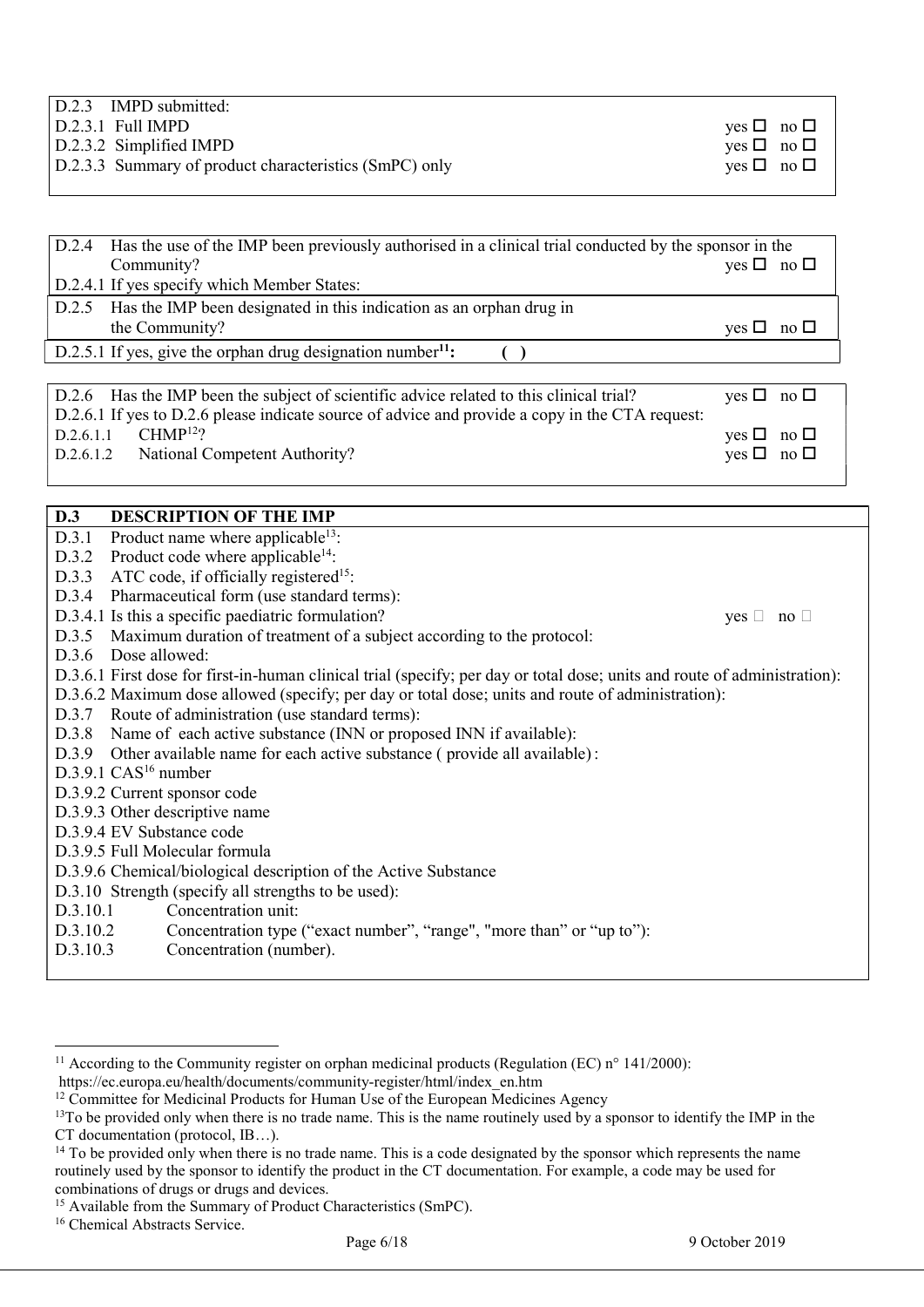D.2.3 IMPD submitted:
D.2.3.1 Full IMPD yes ☐ no ☐
D.2.3.2 Simplified IMPD yes ☐ no ☐
D.2.3.3 Summary of product characteristics (SmPC) only yes ☐ no ☐

D.2.4 Has the use of the IMP been previously authorised in a clinical trial conducted by the sponsor in the Community? yes ☐ no ☐
D.2.4.1 If yes specify which Member States:

D.2.5 Has the IMP been designated in this indication as an orphan drug in the Community? yes ☐ no ☐
D.2.5.1 If yes, give the orphan drug designation number[11]: ( )

D.2.6 Has the IMP been the subject of scientific advice related to this clinical trial? yes ☐ no ☐
D.2.6.1 If yes to D.2.6 please indicate source of advice and provide a copy in the CTA request:
D.2.6.1.1 CHMP[12]? yes ☐ no ☐
D.2.6.1.2 National Competent Authority? yes ☐ no ☐

## D.3 DESCRIPTION OF THE IMP

D.3.1 Product name where applicable[13]:
D.3.2 Product code where applicable[14]:
D.3.3 ATC code, if officially registered[15]:
D.3.4 Pharmaceutical form (use standard terms):
D.3.4.1 Is this a specific paediatric formulation? yes ☐ no ☐
D.3.5 Maximum duration of treatment of a subject according to the protocol:
D.3.6 Dose allowed:
D.3.6.1 First dose for first-in-human clinical trial (specify; per day or total dose; units and route of administration):
D.3.6.2 Maximum dose allowed (specify; per day or total dose; units and route of administration):
D.3.7 Route of administration (use standard terms):
D.3.8 Name of each active substance (INN or proposed INN if available):
D.3.9 Other available name for each active substance ( provide all available) :
D.3.9.1 CAS[16] number
D.3.9.2 Current sponsor code
D.3.9.3 Other descriptive name
D.3.9.4 EV Substance code
D.3.9.5 Full Molecular formula
D.3.9.6 Chemical/biological description of the Active Substance
D.3.10 Strength (specify all strengths to be used):
D.3.10.1 Concentration unit:
D.3.10.2 Concentration type ("exact number", "range", "more than" or "up to"):
D.3.10.3 Concentration (number).

---

[11] According to the Community register on orphan medicinal products (Regulation (EC) n° 141/2000): https://ec.europa.eu/health/documents/community-register/html/index_en.htm
[12] Committee for Medicinal Products for Human Use of the European Medicines Agency
[13] To be provided only when there is no trade name. This is the name routinely used by a sponsor to identify the IMP in the CT documentation (protocol, IB…).
[14] To be provided only when there is no trade name. This is a code designated by the sponsor which represents the name routinely used by the sponsor to identify the product in the CT documentation. For example, a code may be used for combinations of drugs or drugs and devices.
[15] Available from the Summary of Product Characteristics (SmPC).
[16] Chemical Abstracts Service.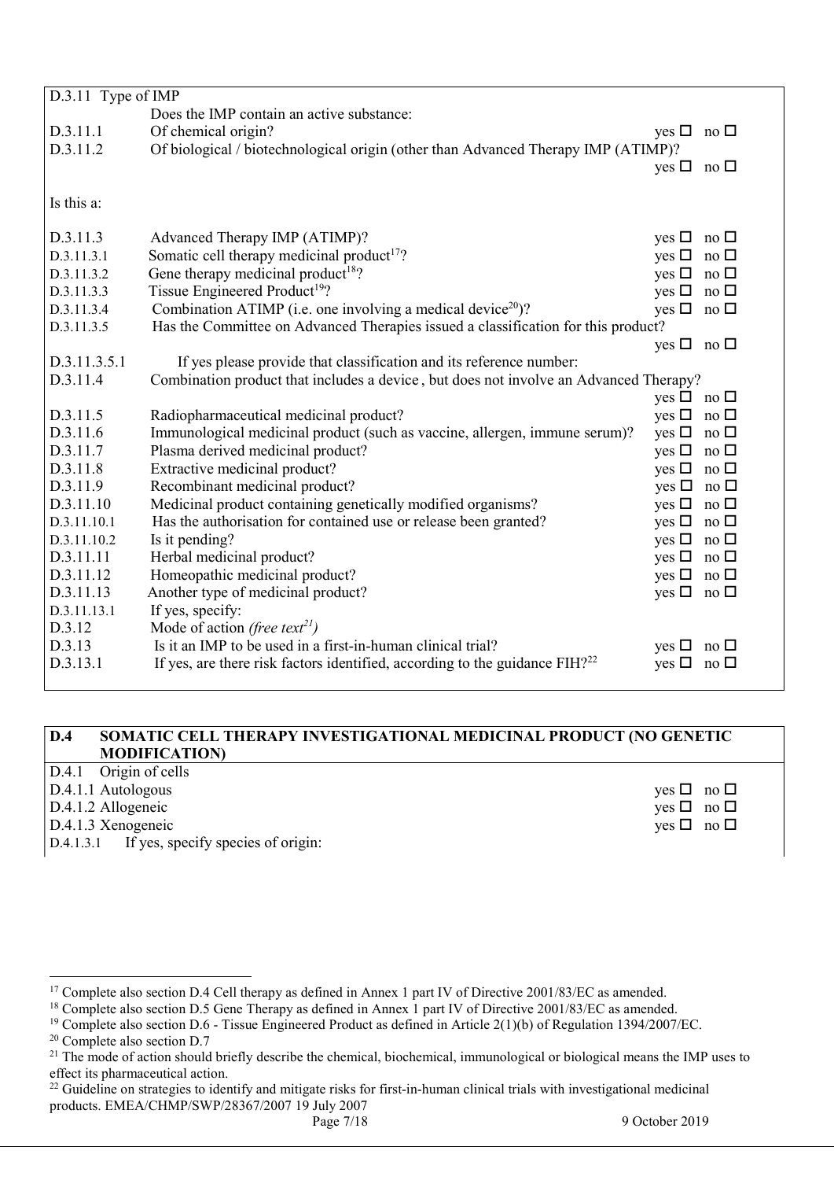| D.3.11 Type of IMP | | |
|---|---|---|
| | Does the IMP contain an active substance: | |
| D.3.11.1 | Of chemical origin? | yes ☐ no ☐ |
| D.3.11.2 | Of biological / biotechnological origin (other than Advanced Therapy IMP (ATIMP)? | yes ☐ no ☐ |
| Is this a: | | |
| D.3.11.3 | Advanced Therapy IMP (ATIMP)? | yes ☐ no ☐ |
| D.3.11.3.1 | Somatic cell therapy medicinal product[17]? | yes ☐ no ☐ |
| D.3.11.3.2 | Gene therapy medicinal product[18]? | yes ☐ no ☐ |
| D.3.11.3.3 | Tissue Engineered Product[19]? | yes ☐ no ☐ |
| D.3.11.3.4 | Combination ATIMP (i.e. one involving a medical device[20])? | yes ☐ no ☐ |
| D.3.11.3.5 | Has the Committee on Advanced Therapies issued a classification for this product? | yes ☐ no ☐ |
| D.3.11.3.5.1 | If yes please provide that classification and its reference number: | |
| D.3.11.4 | Combination product that includes a device , but does not involve an Advanced Therapy? | yes ☐ no ☐ |
| D.3.11.5 | Radiopharmaceutical medicinal product? | yes ☐ no ☐ |
| D.3.11.6 | Immunological medicinal product (such as vaccine, allergen, immune serum)? | yes ☐ no ☐ |
| D.3.11.7 | Plasma derived medicinal product? | yes ☐ no ☐ |
| D.3.11.8 | Extractive medicinal product? | yes ☐ no ☐ |
| D.3.11.9 | Recombinant medicinal product? | yes ☐ no ☐ |
| D.3.11.10 | Medicinal product containing genetically modified organisms? | yes ☐ no ☐ |
| D.3.11.10.1 | Has the authorisation for contained use or release been granted? | yes ☐ no ☐ |
| D.3.11.10.2 | Is it pending? | yes ☐ no ☐ |
| D.3.11.11 | Herbal medicinal product? | yes ☐ no ☐ |
| D.3.11.12 | Homeopathic medicinal product? | yes ☐ no ☐ |
| D.3.11.13 | Another type of medicinal product? | yes ☐ no ☐ |
| D.3.11.13.1 | If yes, specify: | |
| D.3.12 | Mode of action *(free text[21])* | |
| D.3.13 | Is it an IMP to be used in a first-in-human clinical trial? | yes ☐ no ☐ |
| D.3.13.1 | If yes, are there risk factors identified, according to the guidance FIH?[22] | yes ☐ no ☐ |

| **D.4** | **SOMATIC CELL THERAPY INVESTIGATIONAL MEDICINAL PRODUCT (NO GENETIC MODIFICATION)** | |
|---|---|---|
| D.4.1 | Origin of cells | |
| D.4.1.1 | Autologous | yes ☐ no ☐ |
| D.4.1.2 | Allogeneic | yes ☐ no ☐ |
| D.4.1.3 | Xenogeneic | yes ☐ no ☐ |
| D.4.1.3.1 | If yes, specify species of origin: | |

[17] Complete also section D.4 Cell therapy as defined in Annex 1 part IV of Directive 2001/83/EC as amended.

[18] Complete also section D.5 Gene Therapy as defined in Annex 1 part IV of Directive 2001/83/EC as amended.

[19] Complete also section D.6 - Tissue Engineered Product as defined in Article 2(1)(b) of Regulation 1394/2007/EC.

[20] Complete also section D.7

[21] The mode of action should briefly describe the chemical, biochemical, immunological or biological means the IMP uses to effect its pharmaceutical action.

[22] Guideline on strategies to identify and mitigate risks for first-in-human clinical trials with investigational medicinal products. EMEA/CHMP/SWP/28367/2007 19 July 2007

9 October 2019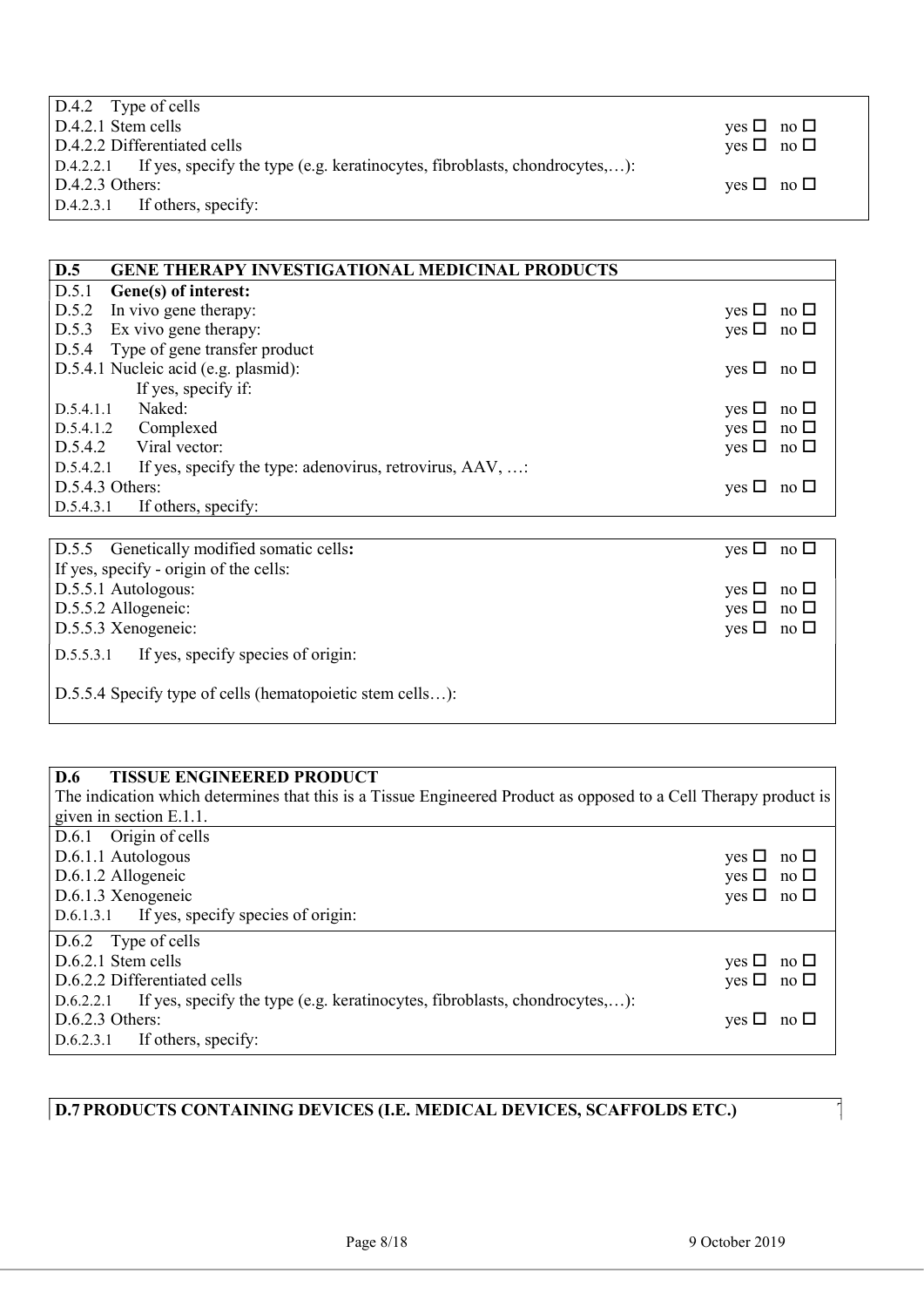| D.4.2 Type of cells | |
|---|---|
| D.4.2.1 Stem cells | yes ☐ no ☐ |
| D.4.2.2 Differentiated cells | yes ☐ no ☐ |
| D.4.2.2.1 If yes, specify the type (e.g. keratinocytes, fibroblasts, chondrocytes,…): | |
| D.4.2.3 Others: | yes ☐ no ☐ |
| D.4.2.3.1 If others, specify: | |

| **D.5 GENE THERAPY INVESTIGATIONAL MEDICINAL PRODUCTS** | |
|---|---|
| D.5.1 **Gene(s) of interest:** | |
| D.5.2 In vivo gene therapy: | yes ☐ no ☐ |
| D.5.3 Ex vivo gene therapy: | yes ☐ no ☐ |
| D.5.4 Type of gene transfer product | |
| D.5.4.1 Nucleic acid (e.g. plasmid): | yes ☐ no ☐ |
| If yes, specify if: | |
| D.5.4.1.1 Naked: | yes ☐ no ☐ |
| D.5.4.1.2 Complexed | yes ☐ no ☐ |
| D.5.4.2 Viral vector: | yes ☐ no ☐ |
| D.5.4.2.1 If yes, specify the type: adenovirus, retrovirus, AAV, …: | |
| D.5.4.3 Others: | yes ☐ no ☐ |
| D.5.4.3.1 If others, specify: | |

| D.5.5 Genetically modified somatic cells**:** | yes ☐ no ☐ |
|---|---|
| If yes, specify - origin of the cells: | |
| D.5.5.1 Autologous: | yes ☐ no ☐ |
| D.5.5.2 Allogeneic: | yes ☐ no ☐ |
| D.5.5.3 Xenogeneic: | yes ☐ no ☐ |
| D.5.5.3.1 If yes, specify species of origin: | |
| D.5.5.4 Specify type of cells (hematopoietic stem cells…): | |

| **D.6 TISSUE ENGINEERED PRODUCT** | |
|---|---|
| The indication which determines that this is a Tissue Engineered Product as opposed to a Cell Therapy product is given in section E.1.1. | |
| D.6.1 Origin of cells | |
| D.6.1.1 Autologous | yes ☐ no ☐ |
| D.6.1.2 Allogeneic | yes ☐ no ☐ |
| D.6.1.3 Xenogeneic | yes ☐ no ☐ |
| D.6.1.3.1 If yes, specify species of origin: | |
| D.6.2 Type of cells | |
| D.6.2.1 Stem cells | yes ☐ no ☐ |
| D.6.2.2 Differentiated cells | yes ☐ no ☐ |
| D.6.2.2.1 If yes, specify the type (e.g. keratinocytes, fibroblasts, chondrocytes,…): | |
| D.6.2.3 Others: | yes ☐ no ☐ |
| D.6.2.3.1 If others, specify: | |

**D.7 PRODUCTS CONTAINING DEVICES (I.E. MEDICAL DEVICES, SCAFFOLDS ETC.)**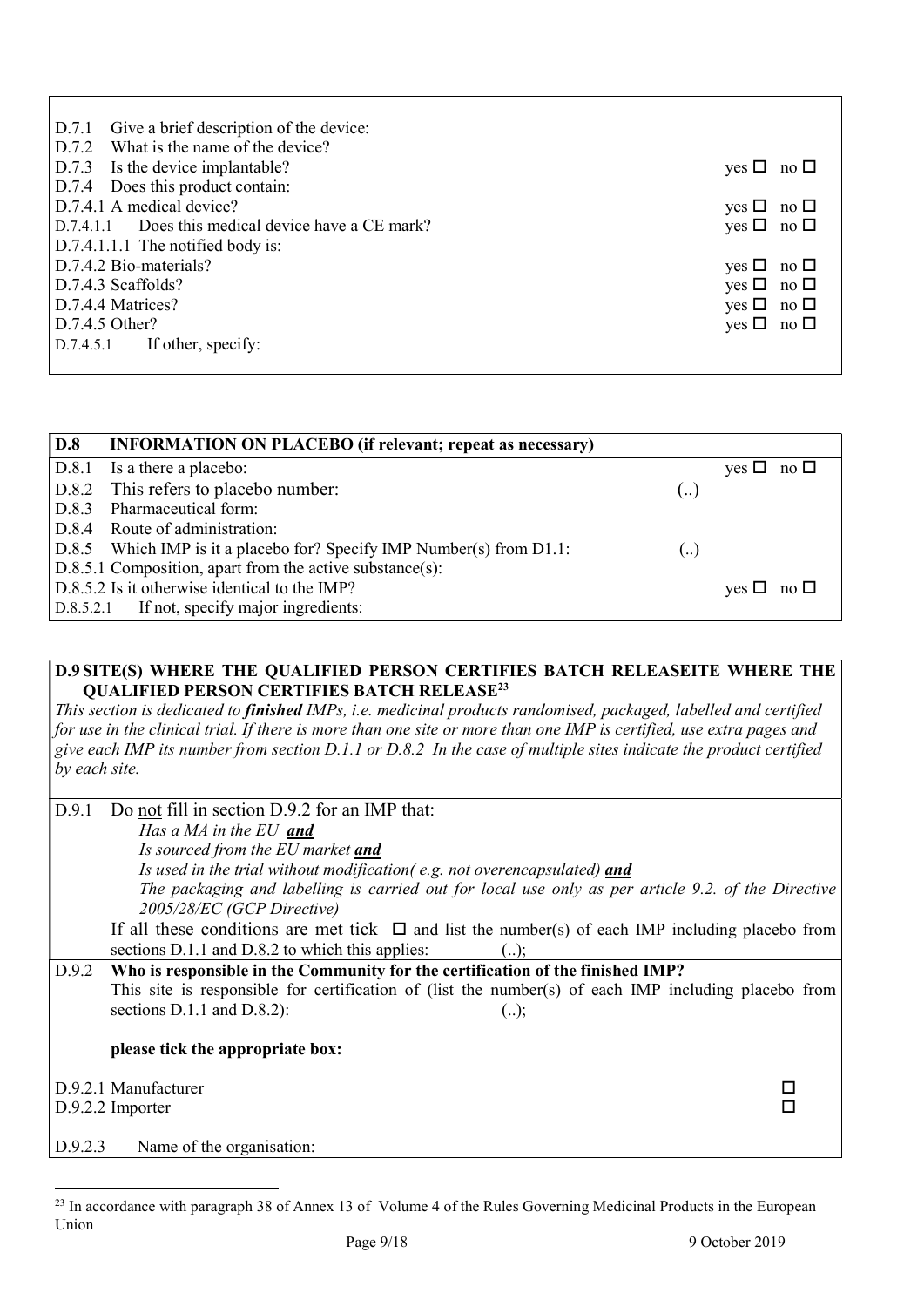| | |
|---|---|
| D.7.1 Give a brief description of the device: | |
| D.7.2 What is the name of the device? | |
| D.7.3 Is the device implantable? | yes ☐ no ☐ |
| D.7.4 Does this product contain: | |
| D.7.4.1 A medical device? | yes ☐ no ☐ |
| D.7.4.1.1 Does this medical device have a CE mark? | yes ☐ no ☐ |
| D.7.4.1.1.1 The notified body is: | |
| D.7.4.2 Bio-materials? | yes ☐ no ☐ |
| D.7.4.3 Scaffolds? | yes ☐ no ☐ |
| D.7.4.4 Matrices? | yes ☐ no ☐ |
| D.7.4.5 Other? | yes ☐ no ☐ |
| D.7.4.5.1 If other, specify: | |

| **D.8 INFORMATION ON PLACEBO (if relevant; repeat as necessary)** | | |
|---|---|---|
| D.8.1 Is a there a placebo: | | yes ☐ no ☐ |
| D.8.2 This refers to placebo number: | (..) | |
| D.8.3 Pharmaceutical form: | | |
| D.8.4 Route of administration: | | |
| D.8.5 Which IMP is it a placebo for? Specify IMP Number(s) from D1.1: | (..) | |
| D.8.5.1 Composition, apart from the active substance(s): | | |
| D.8.5.2 Is it otherwise identical to the IMP? | | yes ☐ no ☐ |
| D.8.5.2.1 If not, specify major ingredients: | | |

**D.9 SITE(S) WHERE THE QUALIFIED PERSON CERTIFIES BATCH RELEASEITE WHERE THE QUALIFIED PERSON CERTIFIES BATCH RELEASE[23]**

*This section is dedicated to **finished** IMPs, i.e. medicinal products randomised, packaged, labelled and certified for use in the clinical trial. If there is more than one site or more than one IMP is certified, use extra pages and give each IMP its number from section D.1.1 or D.8.2 In the case of multiple sites indicate the product certified by each site.*

D.9.1 Do not fill in section D.9.2 for an IMP that:

*Has a MA in the EU **and***

*Is sourced from the EU market **and***

*Is used in the trial without modification( e.g. not overencapsulated) **and***

*The packaging and labelling is carried out for local use only as per article 9.2. of the Directive 2005/28/EC (GCP Directive)*

If all these conditions are met tick ☐ and list the number(s) of each IMP including placebo from sections D.1.1 and D.8.2 to which this applies: (..);

D.9.2 **Who is responsible in the Community for the certification of the finished IMP?**

This site is responsible for certification of (list the number(s) of each IMP including placebo from sections D.1.1 and D.8.2): (..);

**please tick the appropriate box:**

D.9.2.1 Manufacturer ☐

D.9.2.2 Importer ☐

D.9.2.3 Name of the organisation:

---

[23] In accordance with paragraph 38 of Annex 13 of Volume 4 of the Rules Governing Medicinal Products in the European Union

9 October 2019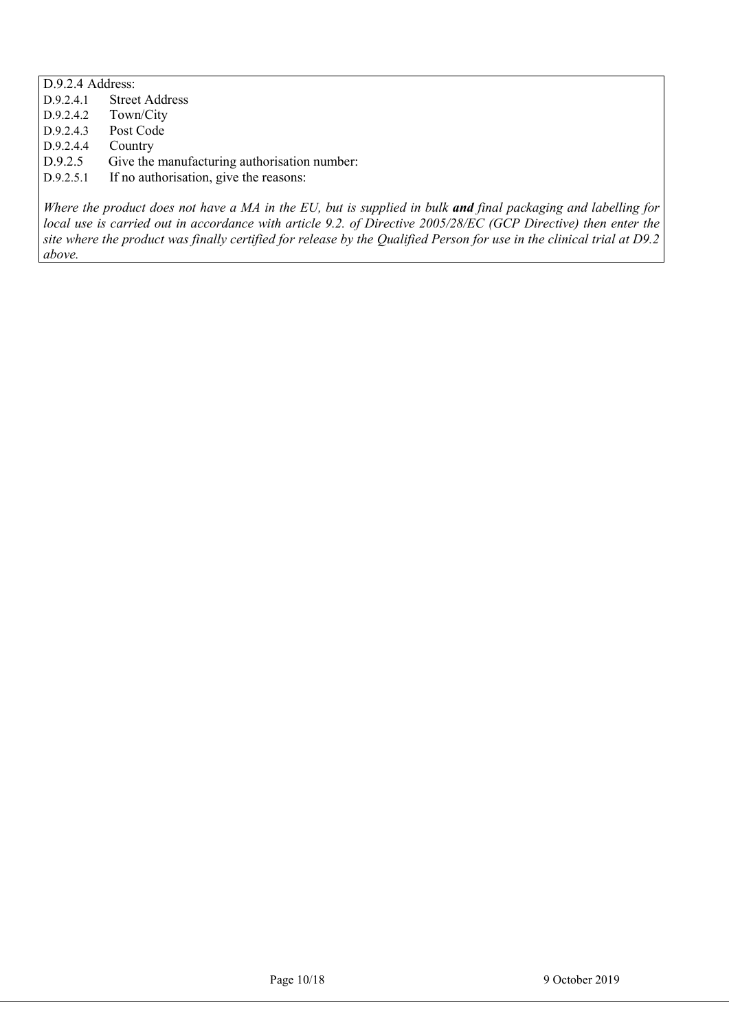D.9.2.4 Address:

D.9.2.4.1 Street Address

D.9.2.4.2 Town/City

D.9.2.4.3 Post Code

D.9.2.4.4 Country

D.9.2.5 Give the manufacturing authorisation number:

D.9.2.5.1 If no authorisation, give the reasons:

*Where the product does not have a MA in the EU, but is supplied in bulk* ***and*** *final packaging and labelling for local use is carried out in accordance with article 9.2. of Directive 2005/28/EC (GCP Directive) then enter the site where the product was finally certified for release by the Qualified Person for use in the clinical trial at D9.2 above.*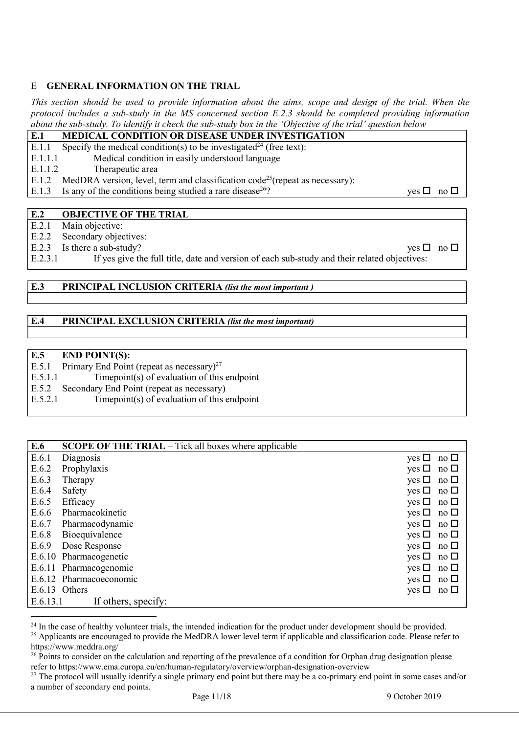## E GENERAL INFORMATION ON THE TRIAL

*This section should be used to provide information about the aims, scope and design of the trial. When the protocol includes a sub-study in the MS concerned section E.2.3 should be completed providing information about the sub-study. To identify it check the sub-study box in the 'Objective of the trial' question below*

| **E.1** | **MEDICAL CONDITION OR DISEASE UNDER INVESTIGATION** | |
|---|---|---|
| E.1.1 | Specify the medical condition(s) to be investigated[24] (free text): | |
| E.1.1.1 | Medical condition in easily understood language | |
| E.1.1.2 | Therapeutic area | |
| E.1.2 | MedDRA version, level, term and classification code[25](repeat as necessary): | |
| E.1.3 | Is any of the conditions being studied a rare disease[26]? | yes ☐ no ☐ |

| **E.2** | **OBJECTIVE OF THE TRIAL** | |
|---|---|---|
| E.2.1 | Main objective: | |
| E.2.2 | Secondary objectives: | |
| E.2.3 | Is there a sub-study? | yes ☐ no ☐ |
| E.2.3.1 | If yes give the full title, date and version of each sub-study and their related objectives: | |

| **E.3** | **PRINCIPAL INCLUSION CRITERIA** *(list the most important )* |
|---|---|
| | |

| **E.4** | **PRINCIPAL EXCLUSION CRITERIA** *(list the most important)* |
|---|---|
| | |

| **E.5** | **END POINT(S):** |
|---|---|
| E.5.1 | Primary End Point (repeat as necessary)[27] |
| E.5.1.1 | Timepoint(s) of evaluation of this endpoint |
| E.5.2 | Secondary End Point (repeat as necessary) |
| E.5.2.1 | Timepoint(s) of evaluation of this endpoint |

| **E.6** | **SCOPE OF THE TRIAL** – Tick all boxes where applicable | |
|---|---|---|
| E.6.1 | Diagnosis | yes ☐ no ☐ |
| E.6.2 | Prophylaxis | yes ☐ no ☐ |
| E.6.3 | Therapy | yes ☐ no ☐ |
| E.6.4 | Safety | yes ☐ no ☐ |
| E.6.5 | Efficacy | yes ☐ no ☐ |
| E.6.6 | Pharmacokinetic | yes ☐ no ☐ |
| E.6.7 | Pharmacodynamic | yes ☐ no ☐ |
| E.6.8 | Bioequivalence | yes ☐ no ☐ |
| E.6.9 | Dose Response | yes ☐ no ☐ |
| E.6.10 | Pharmacogenetic | yes ☐ no ☐ |
| E.6.11 | Pharmacogenomic | yes ☐ no ☐ |
| E.6.12 | Pharmacoeconomic | yes ☐ no ☐ |
| E.6.13 | Others | yes ☐ no ☐ |
| E.6.13.1 | If others, specify: | |

---

[24] In the case of healthy volunteer trials, the intended indication for the product under development should be provided.

[25] Applicants are encouraged to provide the MedDRA lower level term if applicable and classification code. Please refer to https://www.meddra.org/

[26] Points to consider on the calculation and reporting of the prevalence of a condition for Orphan drug designation please refer to https://www.ema.europa.eu/en/human-regulatory/overview/orphan-designation-overview

[27] The protocol will usually identify a single primary end point but there may be a co-primary end point in some cases and/or a number of secondary end points.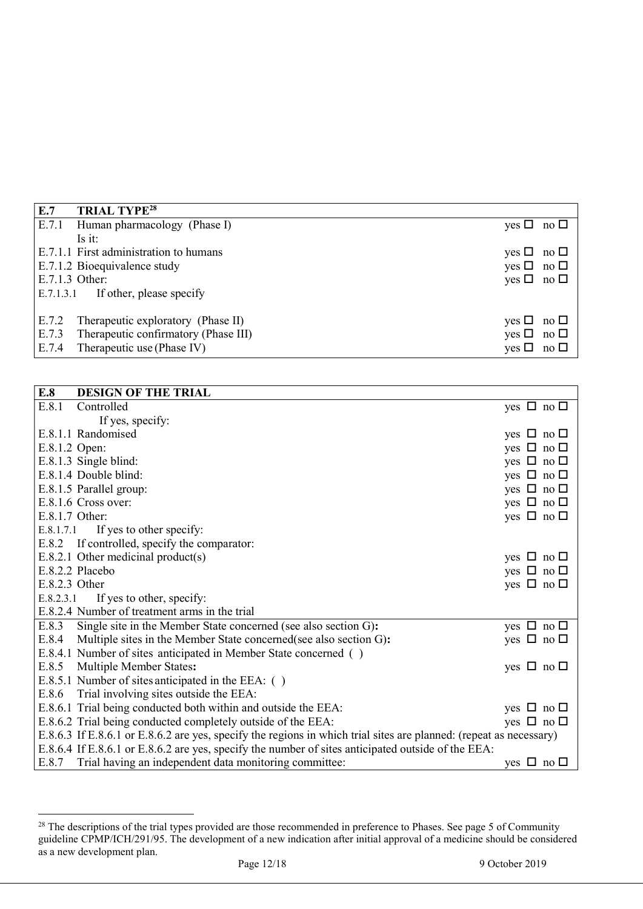| E.7 | TRIAL TYPE[28] | |
|---|---|---|
| E.7.1 | Human pharmacology (Phase I) | yes ☐ no ☐ |
| | Is it: | |
| E.7.1.1 | First administration to humans | yes ☐ no ☐ |
| E.7.1.2 | Bioequivalence study | yes ☐ no ☐ |
| E.7.1.3 | Other: | yes ☐ no ☐ |
| E.7.1.3.1 | If other, please specify | |
| E.7.2 | Therapeutic exploratory (Phase II) | yes ☐ no ☐ |
| E.7.3 | Therapeutic confirmatory (Phase III) | yes ☐ no ☐ |
| E.7.4 | Therapeutic use (Phase IV) | yes ☐ no ☐ |

| E.8 | DESIGN OF THE TRIAL | |
|---|---|---|
| E.8.1 | Controlled | yes ☐ no ☐ |
| | If yes, specify: | |
| E.8.1.1 | Randomised | yes ☐ no ☐ |
| E.8.1.2 | Open: | yes ☐ no ☐ |
| E.8.1.3 | Single blind: | yes ☐ no ☐ |
| E.8.1.4 | Double blind: | yes ☐ no ☐ |
| E.8.1.5 | Parallel group: | yes ☐ no ☐ |
| E.8.1.6 | Cross over: | yes ☐ no ☐ |
| E.8.1.7 | Other: | yes ☐ no ☐ |
| E.8.1.7.1 | If yes to other specify: | |
| E.8.2 | If controlled, specify the comparator: | |
| E.8.2.1 | Other medicinal product(s) | yes ☐ no ☐ |
| E.8.2.2 | Placebo | yes ☐ no ☐ |
| E.8.2.3 | Other | yes ☐ no ☐ |
| E.8.2.3.1 | If yes to other, specify: | |
| E.8.2.4 | Number of treatment arms in the trial | |
| E.8.3 | Single site in the Member State concerned (see also section G): | yes ☐ no ☐ |
| E.8.4 | Multiple sites in the Member State concerned(see also section G): | yes ☐ no ☐ |
| E.8.4.1 | Number of sites anticipated in Member State concerned ( ) | |
| E.8.5 | Multiple Member States: | yes ☐ no ☐ |
| E.8.5.1 | Number of sites anticipated in the EEA: ( ) | |
| E.8.6 | Trial involving sites outside the EEA: | |
| E.8.6.1 | Trial being conducted both within and outside the EEA: | yes ☐ no ☐ |
| E.8.6.2 | Trial being conducted completely outside of the EEA: | yes ☐ no ☐ |
| E.8.6.3 | If E.8.6.1 or E.8.6.2 are yes, specify the regions in which trial sites are planned: (repeat as necessary) | |
| E.8.6.4 | If E.8.6.1 or E.8.6.2 are yes, specify the number of sites anticipated outside of the EEA: | |
| E.8.7 | Trial having an independent data monitoring committee: | yes ☐ no ☐ |

[28] The descriptions of the trial types provided are those recommended in preference to Phases. See page 5 of Community guideline CPMP/ICH/291/95. The development of a new indication after initial approval of a medicine should be considered as a new development plan.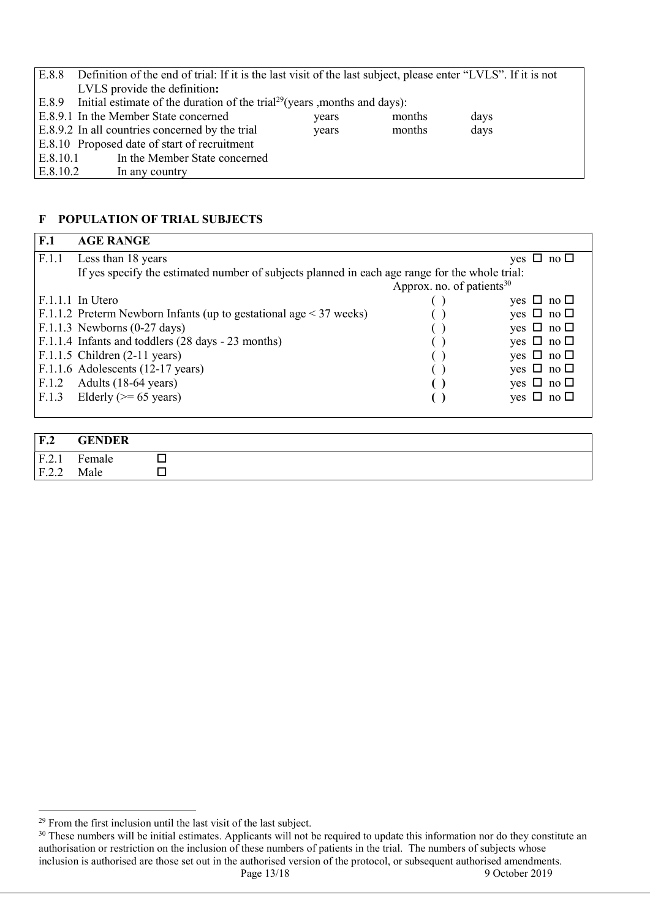| | | | | |
|---|---|---|---|---|
| E.8.8 | Definition of the end of trial: If it is the last visit of the last subject, please enter "LVLS". If it is not LVLS provide the definition**:** | | | |
| E.8.9 | Initial estimate of the duration of the trial[29](years ,months and days): | | | |
| E.8.9.1 | In the Member State concerned | years | months | days |
| E.8.9.2 | In all countries concerned by the trial | years | months | days |
| E.8.10 | Proposed date of start of recruitment | | | |
| E.8.10.1 | In the Member State concerned | | | |
| E.8.10.2 | In any country | | | |

## F POPULATION OF TRIAL SUBJECTS

| **F.1** | **AGE RANGE** | | |
|---|---|---|---|
| F.1.1 | Less than 18 years | | yes ☐ no ☐ |
| | If yes specify the estimated number of subjects planned in each age range for the whole trial: | Approx. no. of patients[30] | |
| F.1.1.1 | In Utero | ( ) | yes ☐ no ☐ |
| F.1.1.2 | Preterm Newborn Infants (up to gestational age < 37 weeks) | ( ) | yes ☐ no ☐ |
| F.1.1.3 | Newborns (0-27 days) | ( ) | yes ☐ no ☐ |
| F.1.1.4 | Infants and toddlers (28 days - 23 months) | ( ) | yes ☐ no ☐ |
| F.1.1.5 | Children (2-11 years) | ( ) | yes ☐ no ☐ |
| F.1.1.6 | Adolescents (12-17 years) | ( ) | yes ☐ no ☐ |
| F.1.2 | Adults (18-64 years) | **( )** | yes ☐ no ☐ |
| F.1.3 | Elderly (>= 65 years) | **( )** | yes ☐ no ☐ |

| **F.2** | **GENDER** | |
|---|---|---|
| F.2.1 | Female | ☐ |
| F.2.2 | Male | ☐ |

---

[29] From the first inclusion until the last visit of the last subject.

[30] These numbers will be initial estimates. Applicants will not be required to update this information nor do they constitute an authorisation or restriction on the inclusion of these numbers of patients in the trial. The numbers of subjects whose inclusion is authorised are those set out in the authorised version of the protocol, or subsequent authorised amendments.

9 October 2019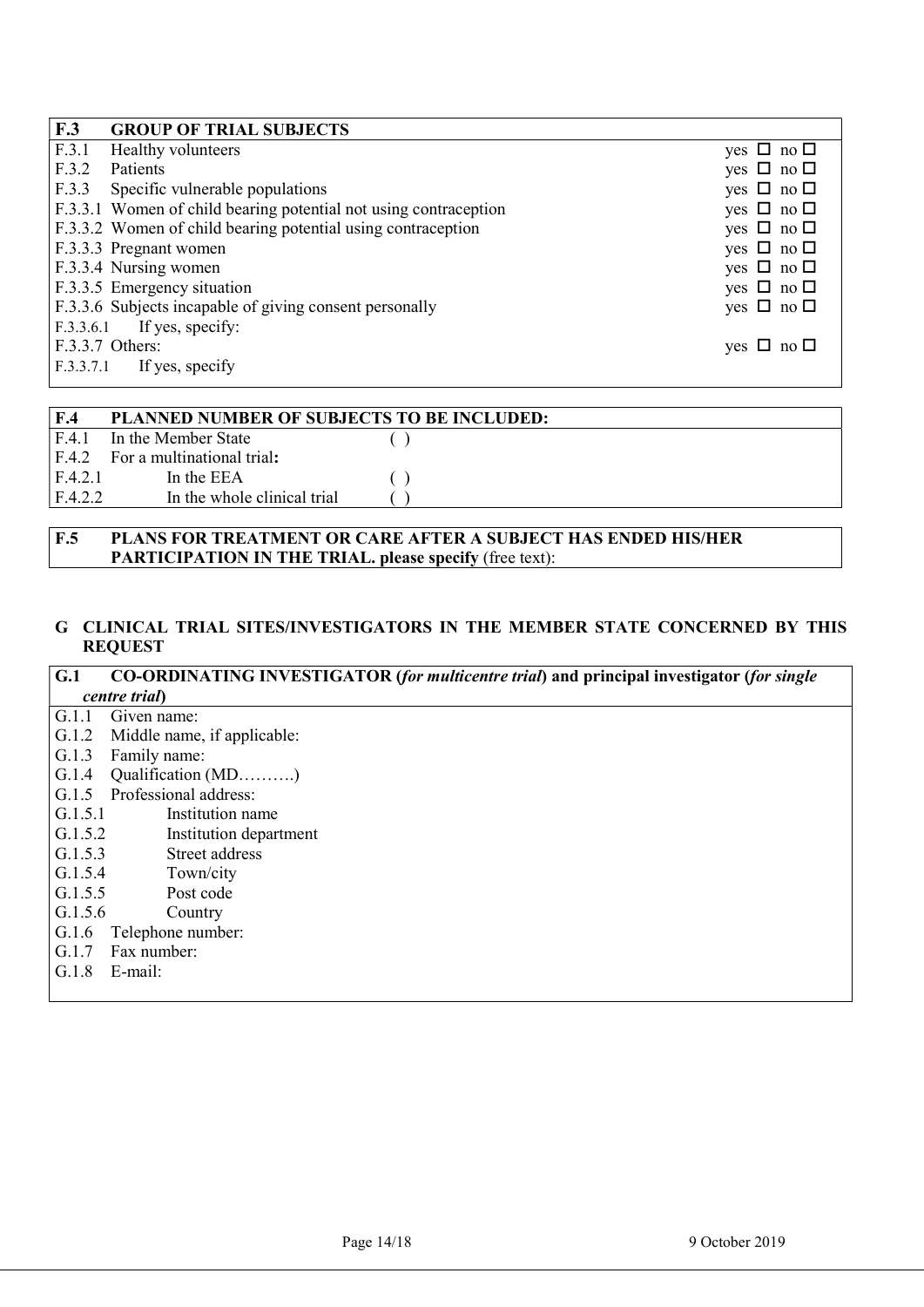| **F.3** | **GROUP OF TRIAL SUBJECTS** | |
|---|---|---|
| F.3.1 | Healthy volunteers | yes ☐ no ☐ |
| F.3.2 | Patients | yes ☐ no ☐ |
| F.3.3 | Specific vulnerable populations | yes ☐ no ☐ |
| F.3.3.1 | Women of child bearing potential not using contraception | yes ☐ no ☐ |
| F.3.3.2 | Women of child bearing potential using contraception | yes ☐ no ☐ |
| F.3.3.3 | Pregnant women | yes ☐ no ☐ |
| F.3.3.4 | Nursing women | yes ☐ no ☐ |
| F.3.3.5 | Emergency situation | yes ☐ no ☐ |
| F.3.3.6 | Subjects incapable of giving consent personally | yes ☐ no ☐ |
| F.3.3.6.1 | If yes, specify: | |
| F.3.3.7 | Others: | yes ☐ no ☐ |
| F.3.3.7.1 | If yes, specify | |

| **F.4** | **PLANNED NUMBER OF SUBJECTS TO BE INCLUDED:** | |
|---|---|---|
| F.4.1 | In the Member State | ( ) |
| F.4.2 | For a multinational trial**:** | |
| F.4.2.1 | In the EEA | ( ) |
| F.4.2.2 | In the whole clinical trial | ( ) |

| **F.5** | **PLANS FOR TREATMENT OR CARE AFTER A SUBJECT HAS ENDED HIS/HER PARTICIPATION IN THE TRIAL. please specify** (free text): |
|---|---|

## G CLINICAL TRIAL SITES/INVESTIGATORS IN THE MEMBER STATE CONCERNED BY THIS REQUEST

| **G.1** | **CO-ORDINATING INVESTIGATOR (*for multicentre trial*) and principal investigator (*for single centre trial*)** |
|---|---|
| G.1.1 | Given name: |
| G.1.2 | Middle name, if applicable: |
| G.1.3 | Family name: |
| G.1.4 | Qualification (MD……….) |
| G.1.5 | Professional address: |
| G.1.5.1 | Institution name |
| G.1.5.2 | Institution department |
| G.1.5.3 | Street address |
| G.1.5.4 | Town/city |
| G.1.5.5 | Post code |
| G.1.5.6 | Country |
| G.1.6 | Telephone number: |
| G.1.7 | Fax number: |
| G.1.8 | E-mail: |

9 October 2019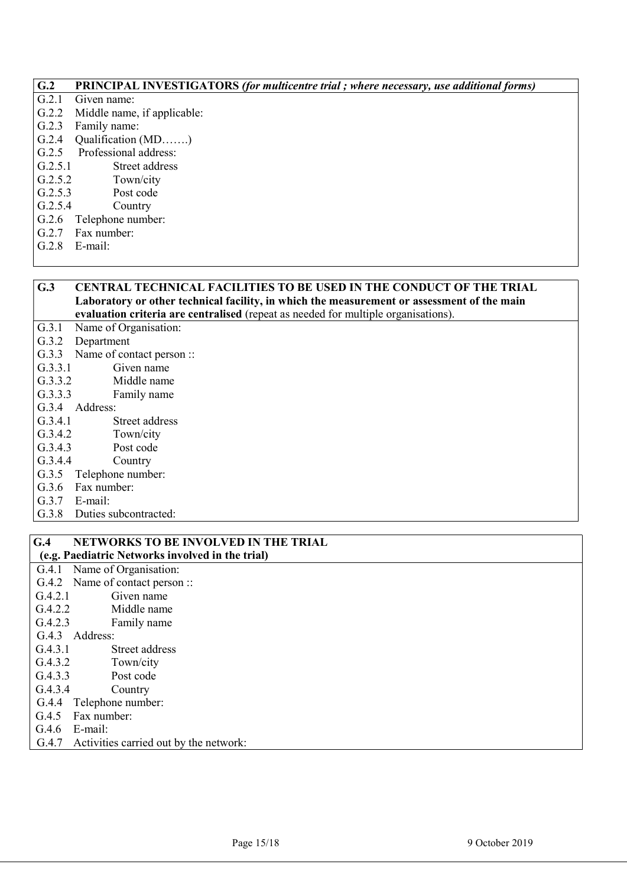## G.2 PRINCIPAL INVESTIGATORS *(for multicentre trial ; where necessary, use additional forms)*

G.2.1 Given name:
G.2.2 Middle name, if applicable:
G.2.3 Family name:
G.2.4 Qualification (MD…….)
G.2.5 Professional address:
G.2.5.1 Street address
G.2.5.2 Town/city
G.2.5.3 Post code
G.2.5.4 Country
G.2.6 Telephone number:
G.2.7 Fax number:
G.2.8 E-mail:

## G.3 CENTRAL TECHNICAL FACILITIES TO BE USED IN THE CONDUCT OF THE TRIAL

**Laboratory or other technical facility, in which the measurement or assessment of the main evaluation criteria are centralised** (repeat as needed for multiple organisations).

G.3.1 Name of Organisation:
G.3.2 Department
G.3.3 Name of contact person ::
G.3.3.1 Given name
G.3.3.2 Middle name
G.3.3.3 Family name
G.3.4 Address:
G.3.4.1 Street address
G.3.4.2 Town/city
G.3.4.3 Post code
G.3.4.4 Country
G.3.5 Telephone number:
G.3.6 Fax number:
G.3.7 E-mail:
G.3.8 Duties subcontracted:

## G.4 NETWORKS TO BE INVOLVED IN THE TRIAL

**(e.g. Paediatric Networks involved in the trial)**

G.4.1 Name of Organisation:
G.4.2 Name of contact person ::
G.4.2.1 Given name
G.4.2.2 Middle name
G.4.2.3 Family name
G.4.3 Address:
G.4.3.1 Street address
G.4.3.2 Town/city
G.4.3.3 Post code
G.4.3.4 Country
G.4.4 Telephone number:
G.4.5 Fax number:
G.4.6 E-mail:
G.4.7 Activities carried out by the network: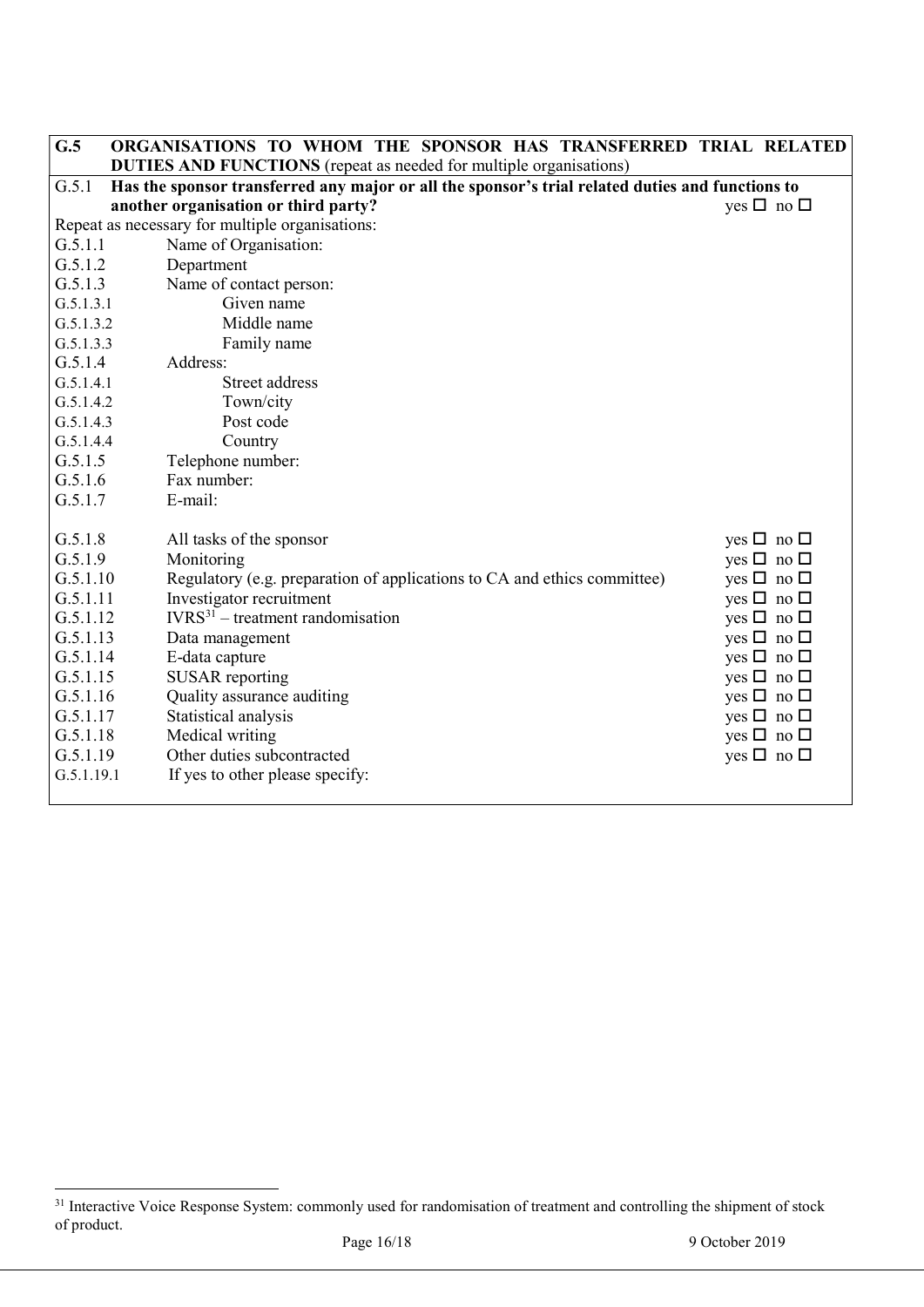## G.5 ORGANISATIONS TO WHOM THE SPONSOR HAS TRANSFERRED TRIAL RELATED DUTIES AND FUNCTIONS (repeat as needed for multiple organisations)

| | | |
|---|---|---|
| G.5.1 | **Has the sponsor transferred any major or all the sponsor's trial related duties and functions to another organisation or third party?** | yes ☐ no ☐ |
| | Repeat as necessary for multiple organisations: | |
| G.5.1.1 | Name of Organisation: | |
| G.5.1.2 | Department | |
| G.5.1.3 | Name of contact person: | |
| G.5.1.3.1 | Given name | |
| G.5.1.3.2 | Middle name | |
| G.5.1.3.3 | Family name | |
| G.5.1.4 | Address: | |
| G.5.1.4.1 | Street address | |
| G.5.1.4.2 | Town/city | |
| G.5.1.4.3 | Post code | |
| G.5.1.4.4 | Country | |
| G.5.1.5 | Telephone number: | |
| G.5.1.6 | Fax number: | |
| G.5.1.7 | E-mail: | |
| G.5.1.8 | All tasks of the sponsor | yes ☐ no ☐ |
| G.5.1.9 | Monitoring | yes ☐ no ☐ |
| G.5.1.10 | Regulatory (e.g. preparation of applications to CA and ethics committee) | yes ☐ no ☐ |
| G.5.1.11 | Investigator recruitment | yes ☐ no ☐ |
| G.5.1.12 | IVRS[31] – treatment randomisation | yes ☐ no ☐ |
| G.5.1.13 | Data management | yes ☐ no ☐ |
| G.5.1.14 | E-data capture | yes ☐ no ☐ |
| G.5.1.15 | SUSAR reporting | yes ☐ no ☐ |
| G.5.1.16 | Quality assurance auditing | yes ☐ no ☐ |
| G.5.1.17 | Statistical analysis | yes ☐ no ☐ |
| G.5.1.18 | Medical writing | yes ☐ no ☐ |
| G.5.1.19 | Other duties subcontracted | yes ☐ no ☐ |
| G.5.1.19.1 | If yes to other please specify: | |

[31] Interactive Voice Response System: commonly used for randomisation of treatment and controlling the shipment of stock of product.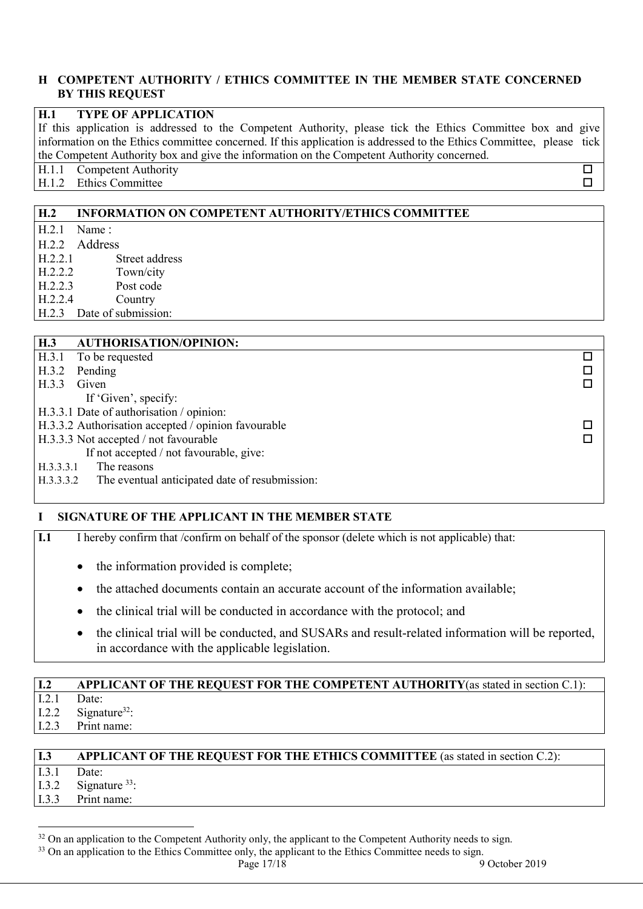## H COMPETENT AUTHORITY / ETHICS COMMITTEE IN THE MEMBER STATE CONCERNED BY THIS REQUEST

**H.1 TYPE OF APPLICATION**

If this application is addressed to the Competent Authority, please tick the Ethics Committee box and give information on the Ethics committee concerned. If this application is addressed to the Ethics Committee, please tick the Competent Authority box and give the information on the Competent Authority concerned.

H.1.1 Competent Authority ☐
H.1.2 Ethics Committee ☐

**H.2 INFORMATION ON COMPETENT AUTHORITY/ETHICS COMMITTEE**

H.2.1 Name :
H.2.2 Address
H.2.2.1 Street address
H.2.2.2 Town/city
H.2.2.3 Post code
H.2.2.4 Country
H.2.3 Date of submission:

**H.3 AUTHORISATION/OPINION:**

H.3.1 To be requested ☐
H.3.2 Pending ☐
H.3.3 Given ☐
If 'Given', specify:
H.3.3.1 Date of authorisation / opinion:
H.3.3.2 Authorisation accepted / opinion favourable ☐
H.3.3.3 Not accepted / not favourable ☐
If not accepted / not favourable, give:
H.3.3.3.1 The reasons
H.3.3.3.2 The eventual anticipated date of resubmission:

## I SIGNATURE OF THE APPLICANT IN THE MEMBER STATE

**I.1** I hereby confirm that /confirm on behalf of the sponsor (delete which is not applicable) that:

- the information provided is complete;
- the attached documents contain an accurate account of the information available;
- the clinical trial will be conducted in accordance with the protocol; and
- the clinical trial will be conducted, and SUSARs and result-related information will be reported, in accordance with the applicable legislation.

**I.2 APPLICANT OF THE REQUEST FOR THE COMPETENT AUTHORITY**(as stated in section C.1):

I.2.1 Date:
I.2.2 Signature[32]:
I.2.3 Print name:

**I.3 APPLICANT OF THE REQUEST FOR THE ETHICS COMMITTEE** (as stated in section C.2):

I.3.1 Date:
I.3.2 Signature [33]:
I.3.3 Print name:

---

[32] On an application to the Competent Authority only, the applicant to the Competent Authority needs to sign.

[33] On an application to the Ethics Committee only, the applicant to the Ethics Committee needs to sign.